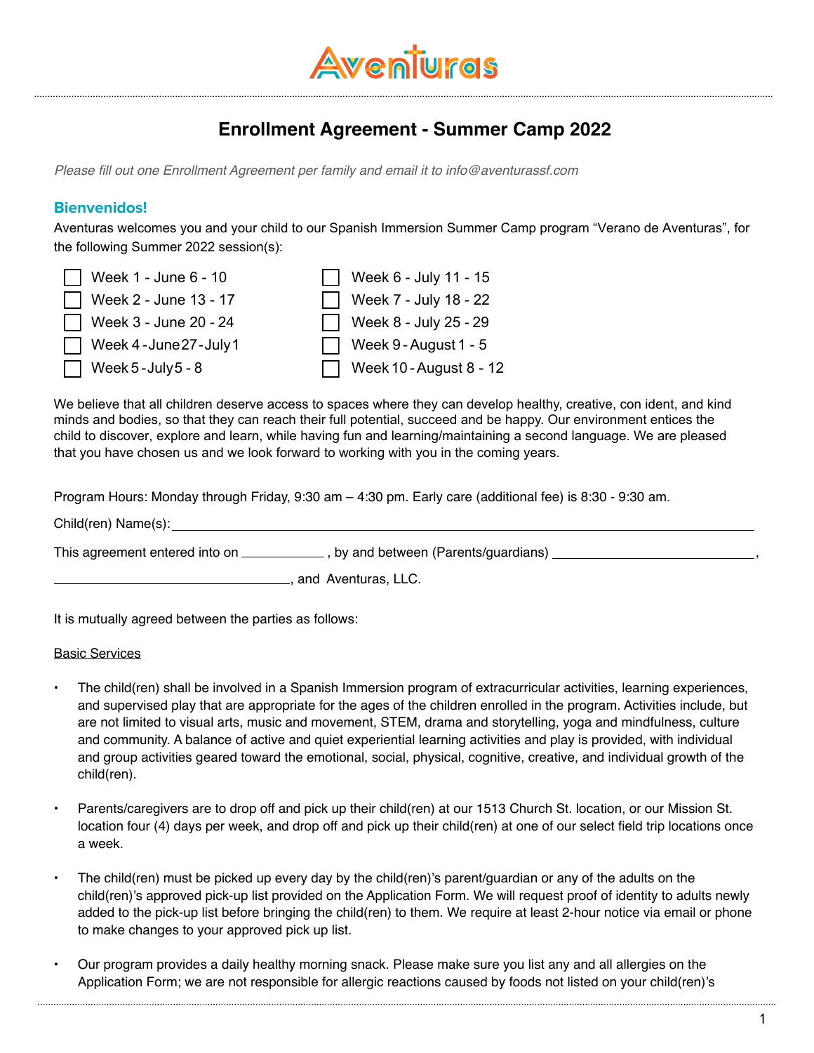# Aventuras

## Enrollment Agreement - Summer Camp 2022

*Please fill out one Enrollment Agreement per family and email it to info@aventurassf.com*

### Bienvenidos!

Aventuras welcomes you and your child to our Spanish Immersion Summer Camp program "Verano de Aventuras", for the following Summer 2022 session(s):

- [ ] Week 1 - June 6 - 10
- [ ] Week 2 - June 13 - 17
- [ ] Week 3 - June 20 - 24
- [ ] Week 4 - June 27 - July 1
- [ ] Week 5 - July 5 - 8
- [ ] Week 6 - July 11 - 15
- [ ] Week 7 - July 18 - 22
- [ ] Week 8 - July 25 - 29
- [ ] Week 9 - August 1 - 5
- [ ] Week 10 - August 8 - 12

We believe that all children deserve access to spaces where they can develop healthy, creative, con ident, and kind minds and bodies, so that they can reach their full potential, succeed and be happy. Our environment entices the child to discover, explore and learn, while having fun and learning/maintaining a second language. We are pleased that you have chosen us and we look forward to working with you in the coming years.

Program Hours: Monday through Friday, 9:30 am – 4:30 pm. Early care (additional fee) is 8:30 - 9:30 am.

Child(ren) Name(s): ______________________________________________

This agreement entered into on ____________ , by and between (Parents/guardians) ____________________________,

________________________________, and Aventuras, LLC.

It is mutually agreed between the parties as follows:

Basic Services

- The child(ren) shall be involved in a Spanish Immersion program of extracurricular activities, learning experiences, and supervised play that are appropriate for the ages of the children enrolled in the program. Activities include, but are not limited to visual arts, music and movement, STEM, drama and storytelling, yoga and mindfulness, culture and community. A balance of active and quiet experiential learning activities and play is provided, with individual and group activities geared toward the emotional, social, physical, cognitive, creative, and individual growth of the child(ren).

- Parents/caregivers are to drop off and pick up their child(ren) at our 1513 Church St. location, or our Mission St. location four (4) days per week, and drop off and pick up their child(ren) at one of our select field trip locations once a week.

- The child(ren) must be picked up every day by the child(ren)'s parent/guardian or any of the adults on the child(ren)'s approved pick-up list provided on the Application Form. We will request proof of identity to adults newly added to the pick-up list before bringing the child(ren) to them. We require at least 2-hour notice via email or phone to make changes to your approved pick up list.

- Our program provides a daily healthy morning snack. Please make sure you list any and all allergies on the Application Form; we are not responsible for allergic reactions caused by foods not listed on your child(ren)'s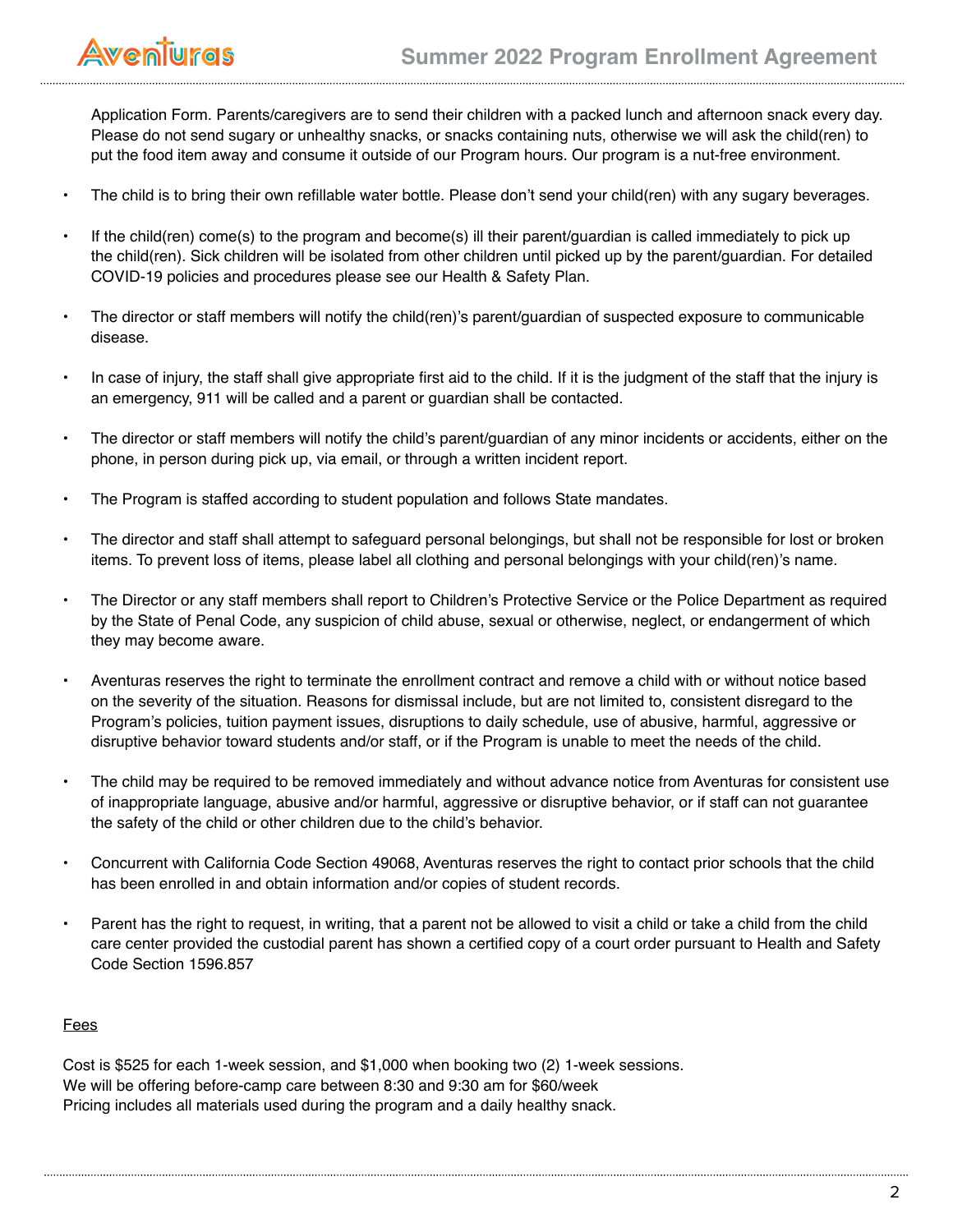Application Form. Parents/caregivers are to send their children with a packed lunch and afternoon snack every day. Please do not send sugary or unhealthy snacks, or snacks containing nuts, otherwise we will ask the child(ren) to put the food item away and consume it outside of our Program hours. Our program is a nut-free environment.

- The child is to bring their own refillable water bottle. Please don't send your child(ren) with any sugary beverages.

- If the child(ren) come(s) to the program and become(s) ill their parent/guardian is called immediately to pick up the child(ren). Sick children will be isolated from other children until picked up by the parent/guardian. For detailed COVID-19 policies and procedures please see our Health & Safety Plan.

- The director or staff members will notify the child(ren)'s parent/guardian of suspected exposure to communicable disease.

- In case of injury, the staff shall give appropriate first aid to the child. If it is the judgment of the staff that the injury is an emergency, 911 will be called and a parent or guardian shall be contacted.

- The director or staff members will notify the child's parent/guardian of any minor incidents or accidents, either on the phone, in person during pick up, via email, or through a written incident report.

- The Program is staffed according to student population and follows State mandates.

- The director and staff shall attempt to safeguard personal belongings, but shall not be responsible for lost or broken items. To prevent loss of items, please label all clothing and personal belongings with your child(ren)'s name.

- The Director or any staff members shall report to Children's Protective Service or the Police Department as required by the State of Penal Code, any suspicion of child abuse, sexual or otherwise, neglect, or endangerment of which they may become aware.

- Aventuras reserves the right to terminate the enrollment contract and remove a child with or without notice based on the severity of the situation. Reasons for dismissal include, but are not limited to, consistent disregard to the Program's policies, tuition payment issues, disruptions to daily schedule, use of abusive, harmful, aggressive or disruptive behavior toward students and/or staff, or if the Program is unable to meet the needs of the child.

- The child may be required to be removed immediately and without advance notice from Aventuras for consistent use of inappropriate language, abusive and/or harmful, aggressive or disruptive behavior, or if staff can not guarantee the safety of the child or other children due to the child's behavior.

- Concurrent with California Code Section 49068, Aventuras reserves the right to contact prior schools that the child has been enrolled in and obtain information and/or copies of student records.

- Parent has the right to request, in writing, that a parent not be allowed to visit a child or take a child from the child care center provided the custodial parent has shown a certified copy of a court order pursuant to Health and Safety Code Section 1596.857

<u>Fees</u>

Cost is $525 for each 1-week session, and $1,000 when booking two (2) 1-week sessions.
We will be offering before-camp care between 8:30 and 9:30 am for $60/week
Pricing includes all materials used during the program and a daily healthy snack.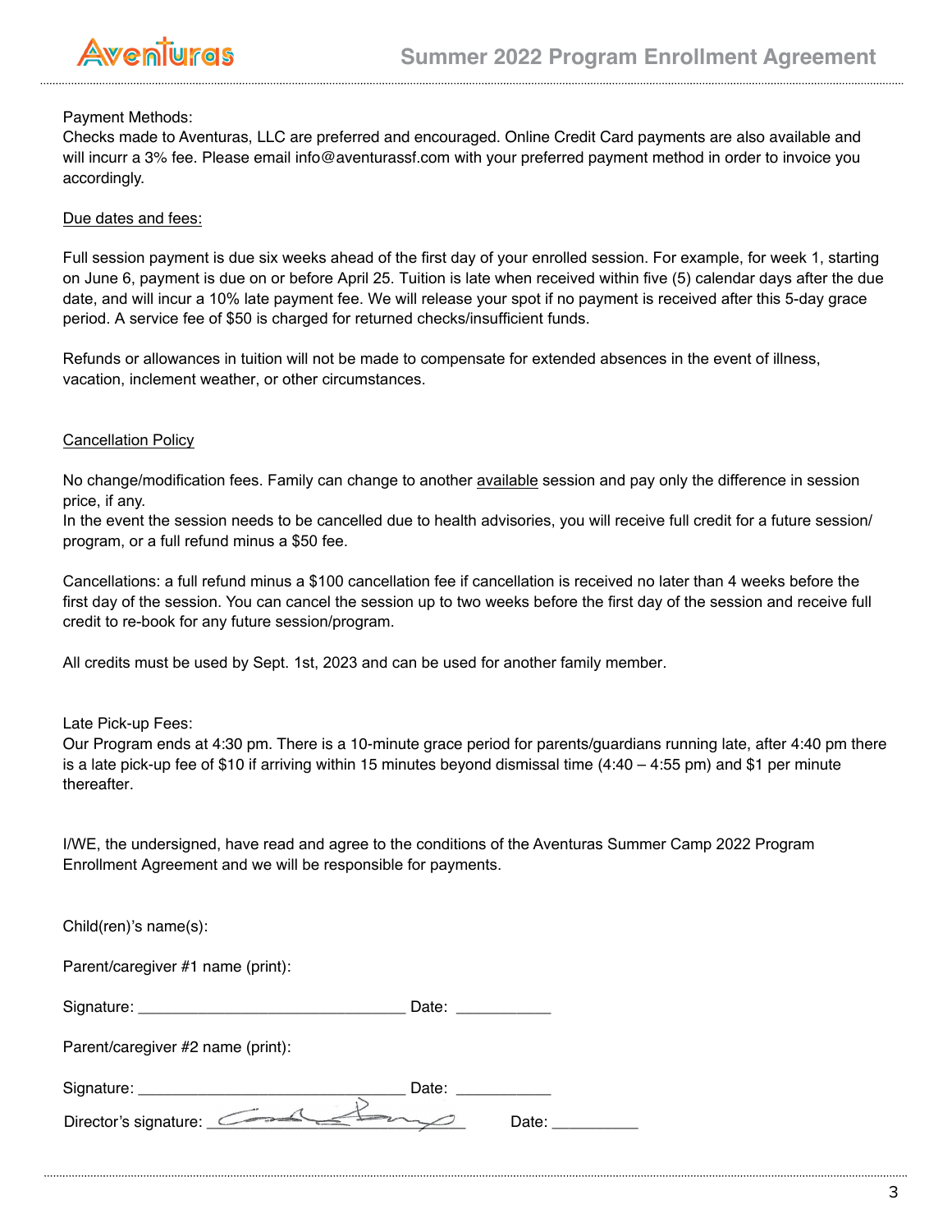Payment Methods:
Checks made to Aventuras, LLC are preferred and encouraged. Online Credit Card payments are also available and will incurr a 3% fee. Please email info@aventurassf.com with your preferred payment method in order to invoice you accordingly.

<u>Due dates and fees:</u>

Full session payment is due six weeks ahead of the first day of your enrolled session. For example, for week 1, starting on June 6, payment is due on or before April 25. Tuition is late when received within five (5) calendar days after the due date, and will incur a 10% late payment fee. We will release your spot if no payment is received after this 5-day grace period. A service fee of $50 is charged for returned checks/insufficient funds.

Refunds or allowances in tuition will not be made to compensate for extended absences in the event of illness, vacation, inclement weather, or other circumstances.

<u>Cancellation Policy</u>

No change/modification fees. Family can change to another <u>available</u> session and pay only the difference in session price, if any.
In the event the session needs to be cancelled due to health advisories, you will receive full credit for a future session/program, or a full refund minus a $50 fee.

Cancellations: a full refund minus a $100 cancellation fee if cancellation is received no later than 4 weeks before the first day of the session. You can cancel the session up to two weeks before the first day of the session and receive full credit to re-book for any future session/program.

All credits must be used by Sept. 1st, 2023 and can be used for another family member.

Late Pick-up Fees:
Our Program ends at 4:30 pm. There is a 10-minute grace period for parents/guardians running late, after 4:40 pm there is a late pick-up fee of $10 if arriving within 15 minutes beyond dismissal time (4:40 – 4:55 pm) and $1 per minute thereafter.

I/WE, the undersigned, have read and agree to the conditions of the Aventuras Summer Camp 2022 Program Enrollment Agreement and we will be responsible for payments.

Child(ren)'s name(s):

Parent/caregiver #1 name (print):

Signature: ______________________________ Date: ___________

Parent/caregiver #2 name (print):

Signature: ______________________________ Date: ___________

Director's signature: ______________________________ Date: __________